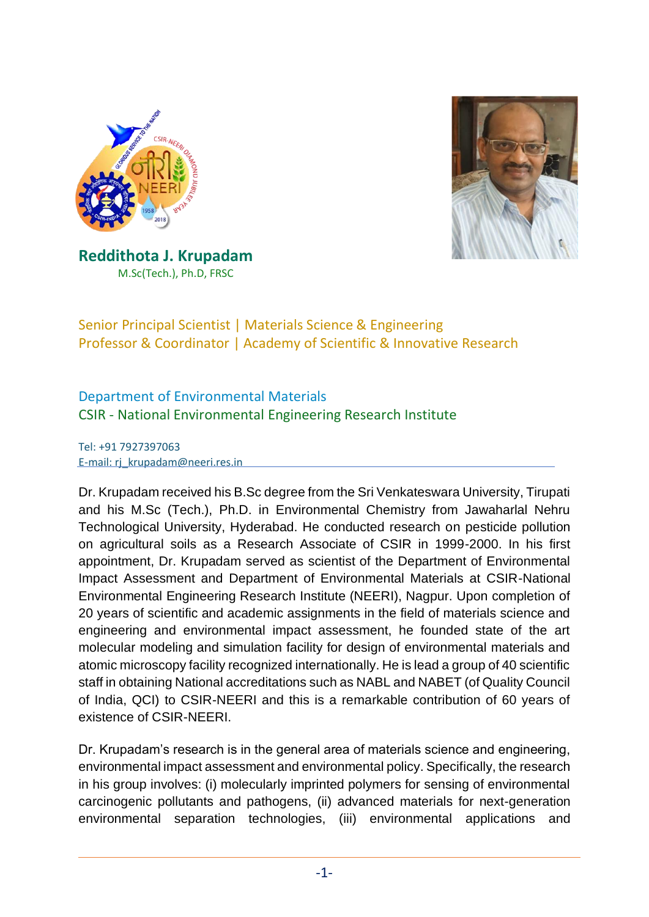# Reddithota J. Krupadam

M.Sc(Tech.), Ph.D, FRSC

Senior Principal Scientist | Materials Science & Engineering
Professor & Coordinator | Academy of Scientific & Innovative Research

## Department of Environmental Materials
## CSIR - National Environmental Engineering Research Institute

Tel: +91 7927397063
E-mail: rj_krupadam@neeri.res.in

Dr. Krupadam received his B.Sc degree from the Sri Venkateswara University, Tirupati and his M.Sc (Tech.), Ph.D. in Environmental Chemistry from Jawaharlal Nehru Technological University, Hyderabad. He conducted research on pesticide pollution on agricultural soils as a Research Associate of CSIR in 1999-2000. In his first appointment, Dr. Krupadam served as scientist of the Department of Environmental Impact Assessment and Department of Environmental Materials at CSIR-National Environmental Engineering Research Institute (NEERI), Nagpur. Upon completion of 20 years of scientific and academic assignments in the field of materials science and engineering and environmental impact assessment, he founded state of the art molecular modeling and simulation facility for design of environmental materials and atomic microscopy facility recognized internationally. He is lead a group of 40 scientific staff in obtaining National accreditations such as NABL and NABET (of Quality Council of India, QCI) to CSIR-NEERI and this is a remarkable contribution of 60 years of existence of CSIR-NEERI.

Dr. Krupadam's research is in the general area of materials science and engineering, environmental impact assessment and environmental policy. Specifically, the research in his group involves: (i) molecularly imprinted polymers for sensing of environmental carcinogenic pollutants and pathogens, (ii) advanced materials for next-generation environmental separation technologies, (iii) environmental applications and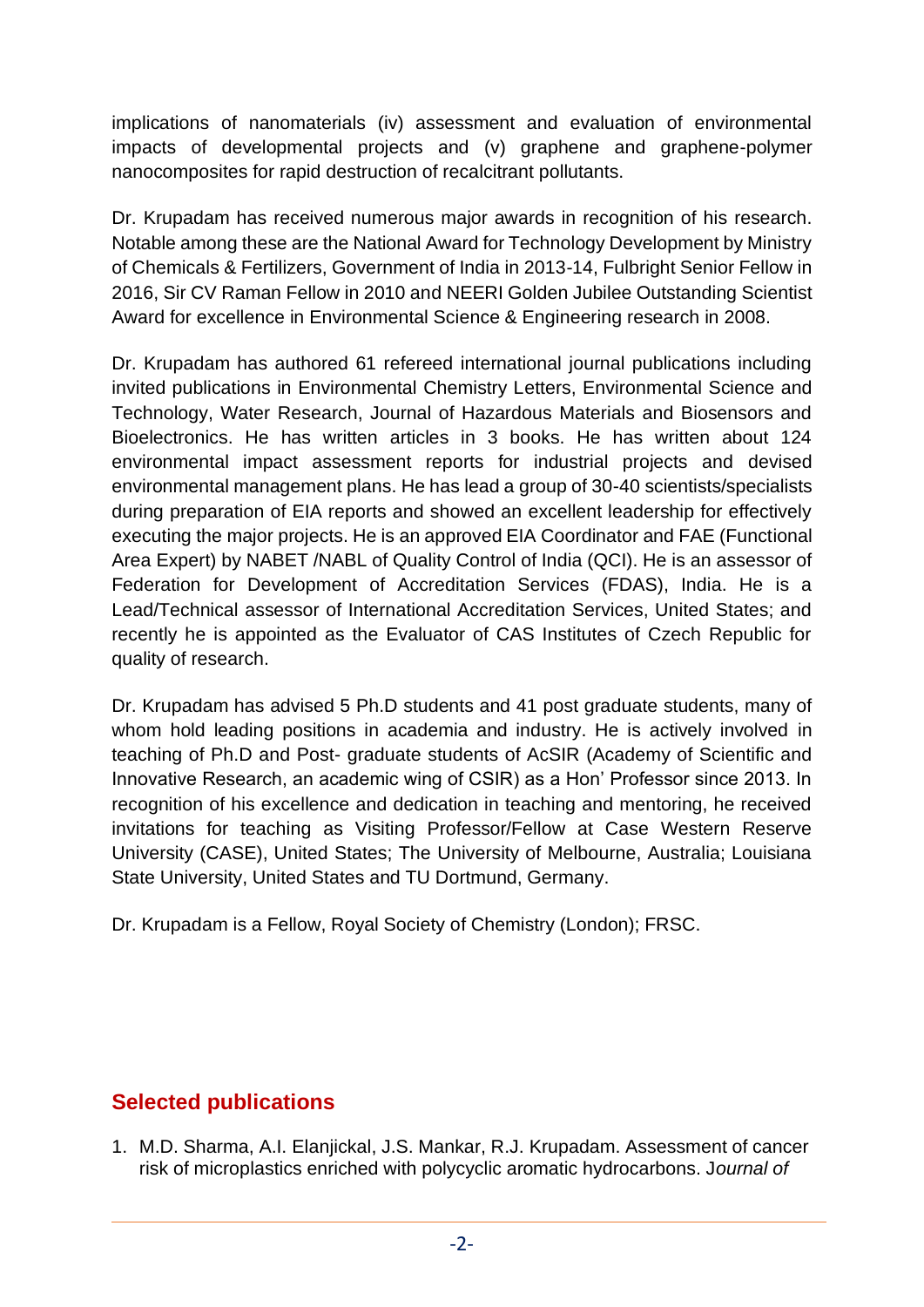implications of nanomaterials (iv) assessment and evaluation of environmental impacts of developmental projects and (v) graphene and graphene-polymer nanocomposites for rapid destruction of recalcitrant pollutants.

Dr. Krupadam has received numerous major awards in recognition of his research. Notable among these are the National Award for Technology Development by Ministry of Chemicals & Fertilizers, Government of India in 2013-14, Fulbright Senior Fellow in 2016, Sir CV Raman Fellow in 2010 and NEERI Golden Jubilee Outstanding Scientist Award for excellence in Environmental Science & Engineering research in 2008.

Dr. Krupadam has authored 61 refereed international journal publications including invited publications in Environmental Chemistry Letters, Environmental Science and Technology, Water Research, Journal of Hazardous Materials and Biosensors and Bioelectronics. He has written articles in 3 books. He has written about 124 environmental impact assessment reports for industrial projects and devised environmental management plans. He has lead a group of 30-40 scientists/specialists during preparation of EIA reports and showed an excellent leadership for effectively executing the major projects. He is an approved EIA Coordinator and FAE (Functional Area Expert) by NABET /NABL of Quality Control of India (QCI). He is an assessor of Federation for Development of Accreditation Services (FDAS), India. He is a Lead/Technical assessor of International Accreditation Services, United States; and recently he is appointed as the Evaluator of CAS Institutes of Czech Republic for quality of research.

Dr. Krupadam has advised 5 Ph.D students and 41 post graduate students, many of whom hold leading positions in academia and industry. He is actively involved in teaching of Ph.D and Post- graduate students of AcSIR (Academy of Scientific and Innovative Research, an academic wing of CSIR) as a Hon' Professor since 2013. In recognition of his excellence and dedication in teaching and mentoring, he received invitations for teaching as Visiting Professor/Fellow at Case Western Reserve University (CASE), United States; The University of Melbourne, Australia; Louisiana State University, United States and TU Dortmund, Germany.

Dr. Krupadam is a Fellow, Royal Society of Chemistry (London); FRSC.

## Selected publications

1. M.D. Sharma, A.I. Elanjickal, J.S. Mankar, R.J. Krupadam. Assessment of cancer risk of microplastics enriched with polycyclic aromatic hydrocarbons. J*ournal of*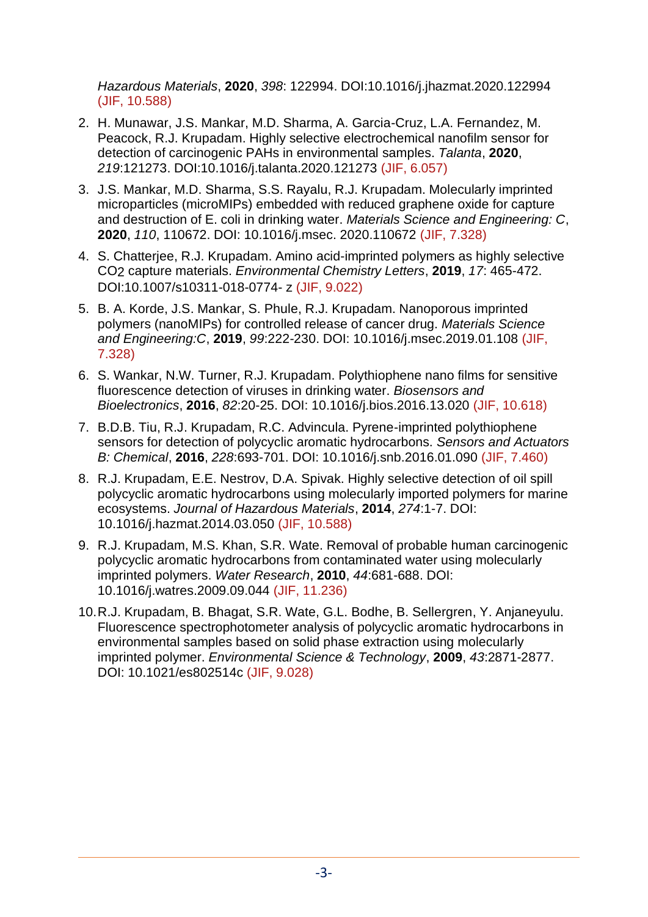*Hazardous Materials*, **2020**, *398*: 122994. DOI:10.1016/j.jhazmat.2020.122994 (JIF, 10.588)

2. H. Munawar, J.S. Mankar, M.D. Sharma, A. Garcia-Cruz, L.A. Fernandez, M. Peacock, R.J. Krupadam. Highly selective electrochemical nanofilm sensor for detection of carcinogenic PAHs in environmental samples. *Talanta*, **2020**, *219*:121273. DOI:10.1016/j.talanta.2020.121273 (JIF, 6.057)

3. J.S. Mankar, M.D. Sharma, S.S. Rayalu, R.J. Krupadam. Molecularly imprinted microparticles (microMIPs) embedded with reduced graphene oxide for capture and destruction of E. coli in drinking water. *Materials Science and Engineering: C*, **2020**, *110*, 110672. DOI: 10.1016/j.msec. 2020.110672 (JIF, 7.328)

4. S. Chatterjee, R.J. Krupadam. Amino acid-imprinted polymers as highly selective $CO_2$ capture materials. *Environmental Chemistry Letters*, **2019**, *17*: 465-472. DOI:10.1007/s10311-018-0774- z (JIF, 9.022)

5. B. A. Korde, J.S. Mankar, S. Phule, R.J. Krupadam. Nanoporous imprinted polymers (nanoMIPs) for controlled release of cancer drug. *Materials Science and Engineering:C*, **2019**, *99*:222-230. DOI: 10.1016/j.msec.2019.01.108 (JIF, 7.328)

6. S. Wankar, N.W. Turner, R.J. Krupadam. Polythiophene nano films for sensitive fluorescence detection of viruses in drinking water. *Biosensors and Bioelectronics*, **2016**, *82*:20-25. DOI: 10.1016/j.bios.2016.13.020 (JIF, 10.618)

7. B.D.B. Tiu, R.J. Krupadam, R.C. Advincula. Pyrene-imprinted polythiophene sensors for detection of polycyclic aromatic hydrocarbons. *Sensors and Actuators B: Chemical*, **2016**, *228*:693-701. DOI: 10.1016/j.snb.2016.01.090 (JIF, 7.460)

8. R.J. Krupadam, E.E. Nestrov, D.A. Spivak. Highly selective detection of oil spill polycyclic aromatic hydrocarbons using molecularly imported polymers for marine ecosystems. *Journal of Hazardous Materials*, **2014**, *274*:1-7. DOI: 10.1016/j.hazmat.2014.03.050 (JIF, 10.588)

9. R.J. Krupadam, M.S. Khan, S.R. Wate. Removal of probable human carcinogenic polycyclic aromatic hydrocarbons from contaminated water using molecularly imprinted polymers. *Water Research*, **2010**, *44*:681-688. DOI: 10.1016/j.watres.2009.09.044 (JIF, 11.236)

10. R.J. Krupadam, B. Bhagat, S.R. Wate, G.L. Bodhe, B. Sellergren, Y. Anjaneyulu. Fluorescence spectrophotometer analysis of polycyclic aromatic hydrocarbons in environmental samples based on solid phase extraction using molecularly imprinted polymer. *Environmental Science & Technology*, **2009**, *43*:2871-2877. DOI: 10.1021/es802514c (JIF, 9.028)